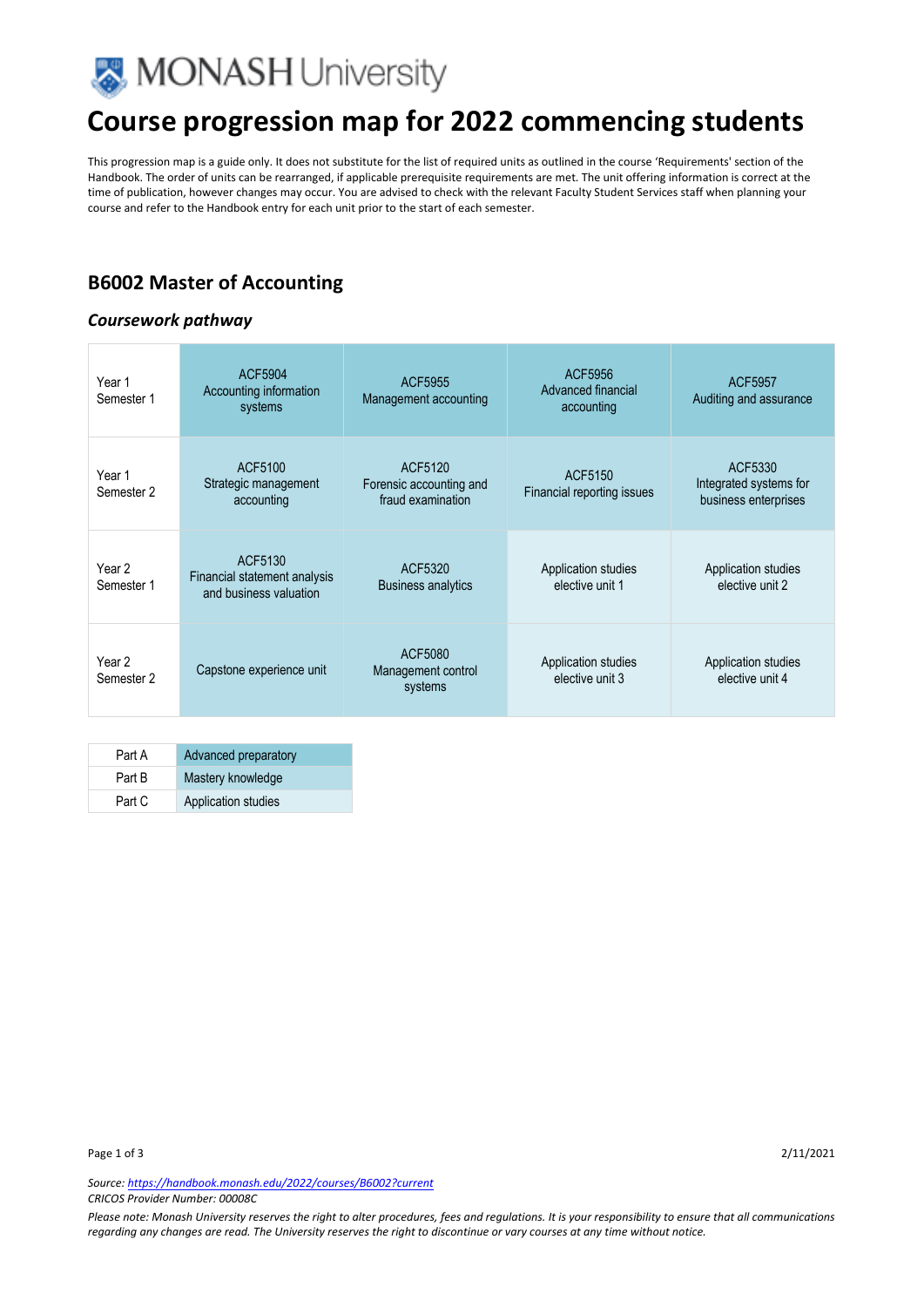# Course progression map for 2022 commencing students

This progression map is a guide only. It does not substitute for the list of required units as outlined in the course 'Requirements' section of the Handbook. The order of units can be rearranged, if applicable prerequisite requirements are met. The unit offering information is correct at the time of publication, however changes may occur. You are advised to check with the relevant Faculty Student Services staff when planning your course and refer to the Handbook entry for each unit prior to the start of each semester.

## B6002 Master of Accounting

### *Coursework pathway*

| | | | | |
|---|---|---|---|---|
| Year 1 Semester 1 | ACF5904 Accounting information systems | ACF5955 Management accounting | ACF5956 Advanced financial accounting | ACF5957 Auditing and assurance |
| Year 1 Semester 2 | ACF5100 Strategic management accounting | ACF5120 Forensic accounting and fraud examination | ACF5150 Financial reporting issues | ACF5330 Integrated systems for business enterprises |
| Year 2 Semester 1 | ACF5130 Financial statement analysis and business valuation | ACF5320 Business analytics | Application studies elective unit 1 | Application studies elective unit 2 |
| Year 2 Semester 2 | Capstone experience unit | ACF5080 Management control systems | Application studies elective unit 3 | Application studies elective unit 4 |

| | |
|---|---|
| Part A | Advanced preparatory |
| Part B | Mastery knowledge |
| Part C | Application studies |

2/11/2021

*Source: https://handbook.monash.edu/2022/courses/B6002?current*
*CRICOS Provider Number: 00008C*

*Please note: Monash University reserves the right to alter procedures, fees and regulations. It is your responsibility to ensure that all communications regarding any changes are read. The University reserves the right to discontinue or vary courses at any time without notice.*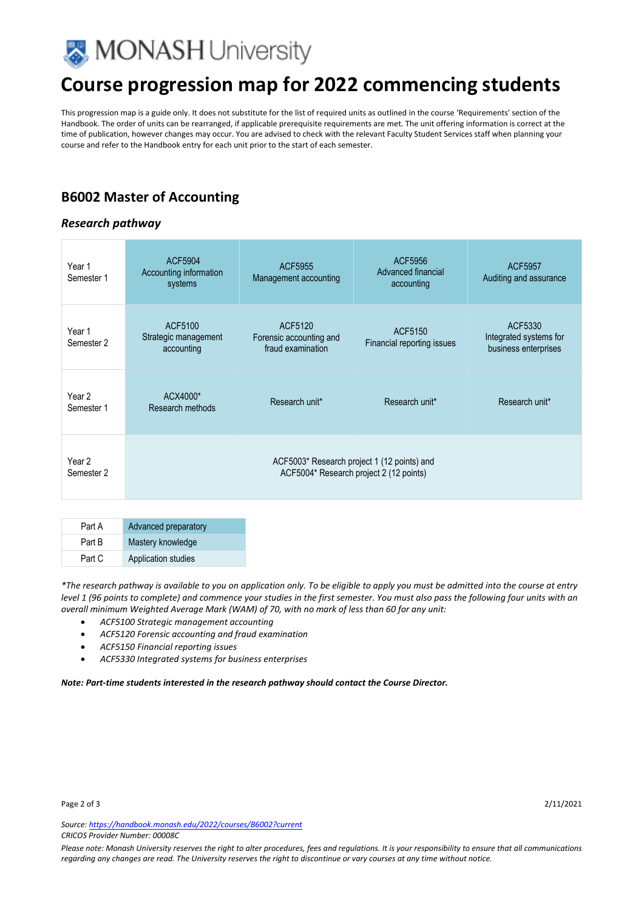# Course progression map for 2022 commencing students

This progression map is a guide only. It does not substitute for the list of required units as outlined in the course 'Requirements' section of the Handbook. The order of units can be rearranged, if applicable prerequisite requirements are met. The unit offering information is correct at the time of publication, however changes may occur. You are advised to check with the relevant Faculty Student Services staff when planning your course and refer to the Handbook entry for each unit prior to the start of each semester.

## B6002 Master of Accounting

### *Research pathway*

| | | | | |
|---|---|---|---|---|
| Year 1 Semester 1 | ACF5904 Accounting information systems | ACF5955 Management accounting | ACF5956 Advanced financial accounting | ACF5957 Auditing and assurance |
| Year 1 Semester 2 | ACF5100 Strategic management accounting | ACF5120 Forensic accounting and fraud examination | ACF5150 Financial reporting issues | ACF5330 Integrated systems for business enterprises |
| Year 2 Semester 1 | ACX4000* Research methods | Research unit* | Research unit* | Research unit* |
| Year 2 Semester 2 | ACF5003* Research project 1 (12 points) and ACF5004* Research project 2 (12 points) | | | |

| | |
|---|---|
| Part A | Advanced preparatory |
| Part B | Mastery knowledge |
| Part C | Application studies |

*\*The research pathway is available to you on application only. To be eligible to apply you must be admitted into the course at entry level 1 (96 points to complete) and commence your studies in the first semester. You must also pass the following four units with an overall minimum Weighted Average Mark (WAM) of 70, with no mark of less than 60 for any unit:*

- *ACF5100 Strategic management accounting*
- *ACF5120 Forensic accounting and fraud examination*
- *ACF5150 Financial reporting issues*
- *ACF5330 Integrated systems for business enterprises*

***Note: Part-time students interested in the research pathway should contact the Course Director.***

2/11/2021

*Source: https://handbook.monash.edu/2022/courses/B6002?current*
*CRICOS Provider Number: 00008C*
*Please note: Monash University reserves the right to alter procedures, fees and regulations. It is your responsibility to ensure that all communications regarding any changes are read. The University reserves the right to discontinue or vary courses at any time without notice.*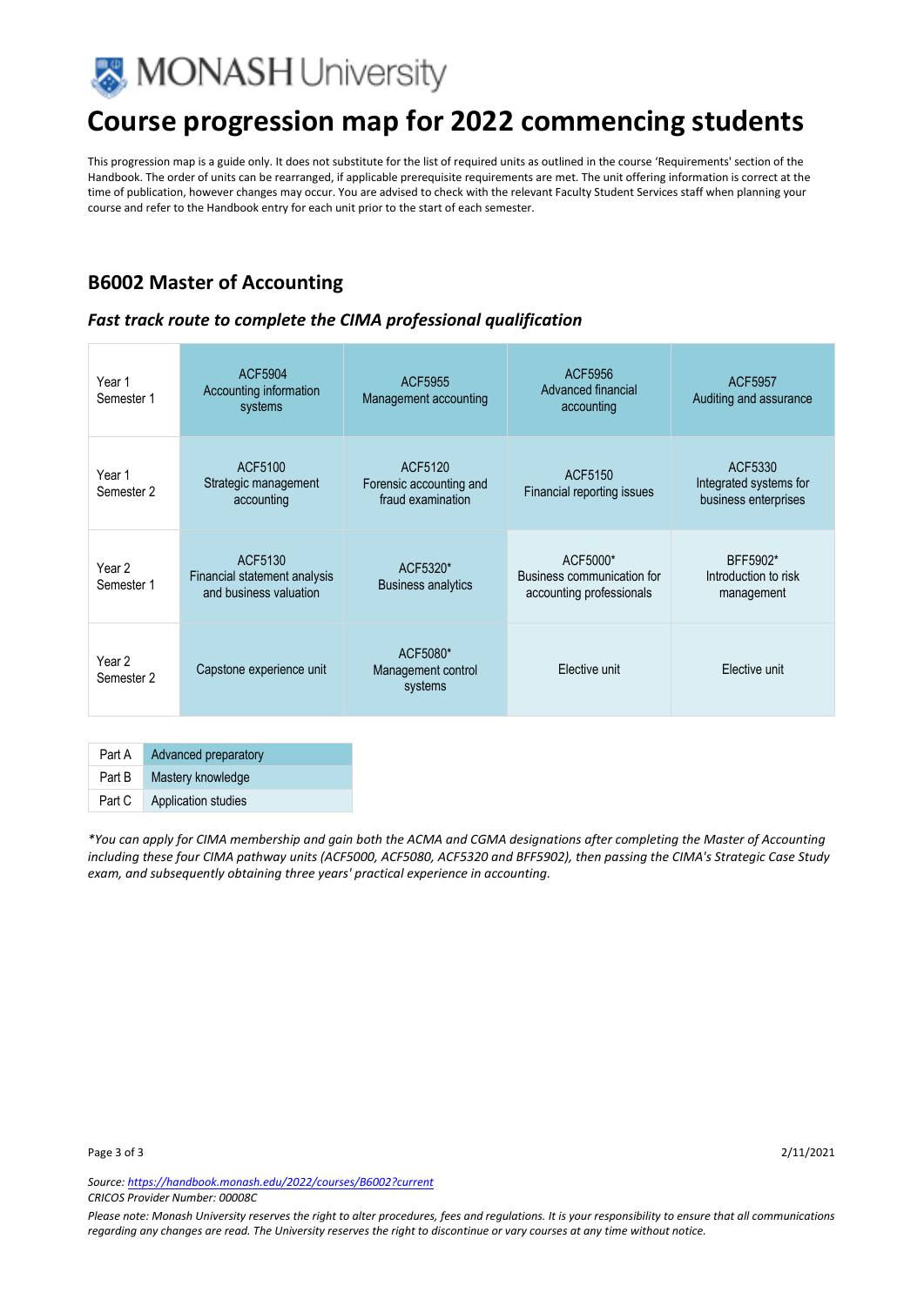# MONASH University

# Course progression map for 2022 commencing students

This progression map is a guide only. It does not substitute for the list of required units as outlined in the course 'Requirements' section of the Handbook. The order of units can be rearranged, if applicable prerequisite requirements are met. The unit offering information is correct at the time of publication, however changes may occur. You are advised to check with the relevant Faculty Student Services staff when planning your course and refer to the Handbook entry for each unit prior to the start of each semester.

## B6002 Master of Accounting

### *Fast track route to complete the CIMA professional qualification*

| | | | | |
|---|---|---|---|---|
| Year 1 Semester 1 | ACF5904 Accounting information systems | ACF5955 Management accounting | ACF5956 Advanced financial accounting | ACF5957 Auditing and assurance |
| Year 1 Semester 2 | ACF5100 Strategic management accounting | ACF5120 Forensic accounting and fraud examination | ACF5150 Financial reporting issues | ACF5330 Integrated systems for business enterprises |
| Year 2 Semester 1 | ACF5130 Financial statement analysis and business valuation | ACF5320* Business analytics | ACF5000* Business communication for accounting professionals | BFF5902* Introduction to risk management |
| Year 2 Semester 2 | Capstone experience unit | ACF5080* Management control systems | Elective unit | Elective unit |

| | |
|---|---|
| Part A | Advanced preparatory |
| Part B | Mastery knowledge |
| Part C | Application studies |

*\*You can apply for CIMA membership and gain both the ACMA and CGMA designations after completing the Master of Accounting including these four CIMA pathway units (ACF5000, ACF5080, ACF5320 and BFF5902), then passing the CIMA's Strategic Case Study exam, and subsequently obtaining three years' practical experience in accounting.*

2/11/2021

*Source: https://handbook.monash.edu/2022/courses/B6002?current*
*CRICOS Provider Number: 00008C*
*Please note: Monash University reserves the right to alter procedures, fees and regulations. It is your responsibility to ensure that all communications regarding any changes are read. The University reserves the right to discontinue or vary courses at any time without notice.*